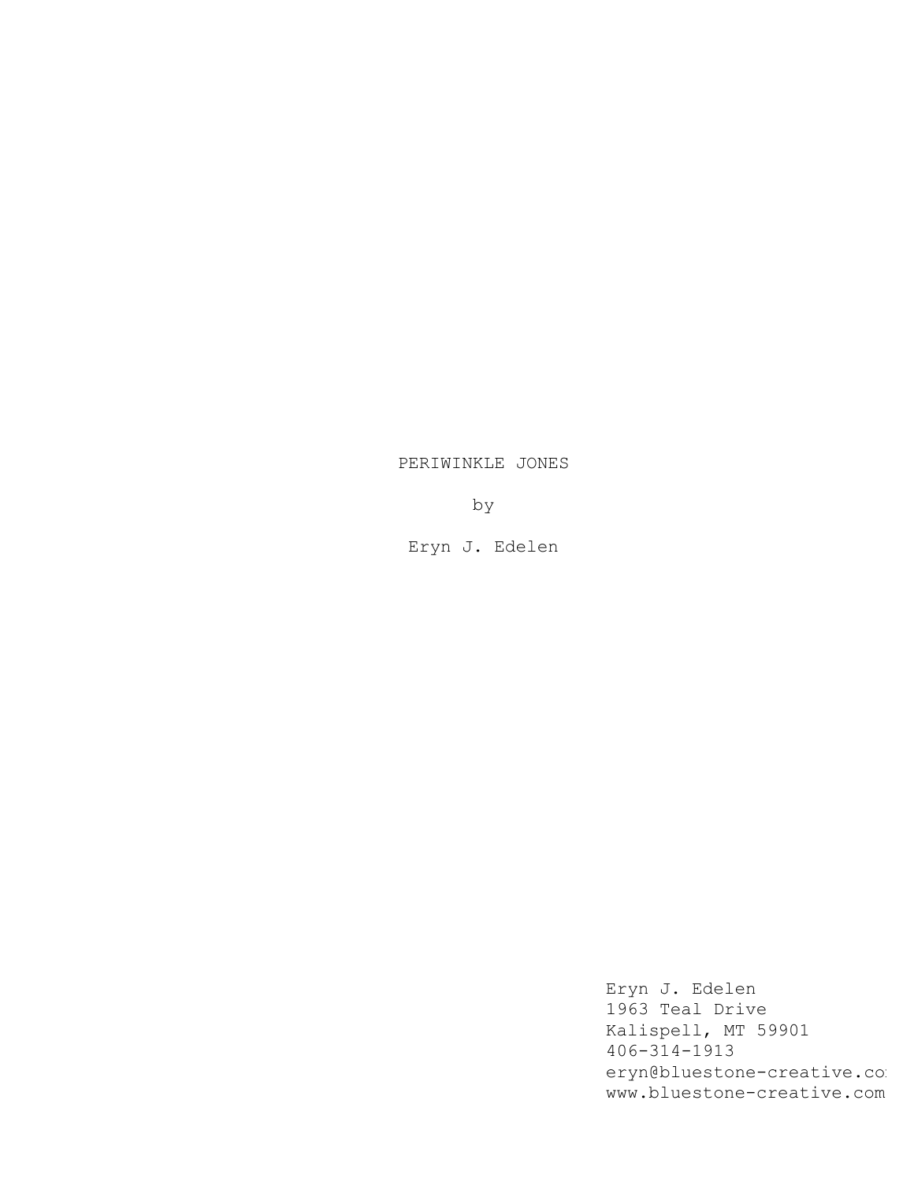# PERIWINKLE JONES

by

Eryn J. Edelen

Eryn J. Edelen
1963 Teal Drive
Kalispell, MT 59901
406-314-1913
eryn@bluestone-creative.co
www.bluestone-creative.com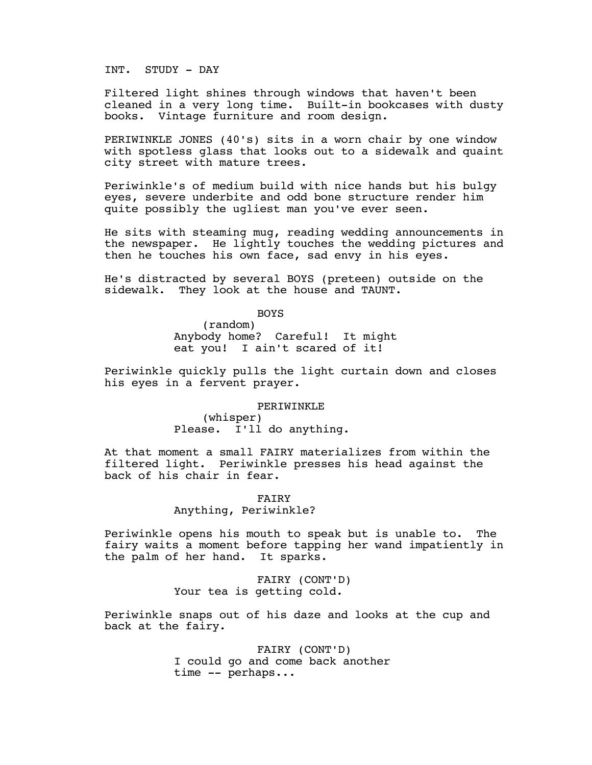INT. STUDY - DAY

Filtered light shines through windows that haven't been cleaned in a very long time. Built-in bookcases with dusty books. Vintage furniture and room design.

PERIWINKLE JONES (40's) sits in a worn chair by one window with spotless glass that looks out to a sidewalk and quaint city street with mature trees.

Periwinkle's of medium build with nice hands but his bulgy eyes, severe underbite and odd bone structure render him quite possibly the ugliest man you've ever seen.

He sits with steaming mug, reading wedding announcements in the newspaper. He lightly touches the wedding pictures and then he touches his own face, sad envy in his eyes.

He's distracted by several BOYS (preteen) outside on the sidewalk. They look at the house and TAUNT.

BOYS
(random)
Anybody home? Careful! It might eat you! I ain't scared of it!

Periwinkle quickly pulls the light curtain down and closes his eyes in a fervent prayer.

PERIWINKLE
(whisper)
Please. I'll do anything.

At that moment a small FAIRY materializes from within the filtered light. Periwinkle presses his head against the back of his chair in fear.

FAIRY
Anything, Periwinkle?

Periwinkle opens his mouth to speak but is unable to. The fairy waits a moment before tapping her wand impatiently in the palm of her hand. It sparks.

FAIRY (CONT'D)
Your tea is getting cold.

Periwinkle snaps out of his daze and looks at the cup and back at the fairy.

FAIRY (CONT'D)
I could go and come back another time -- perhaps...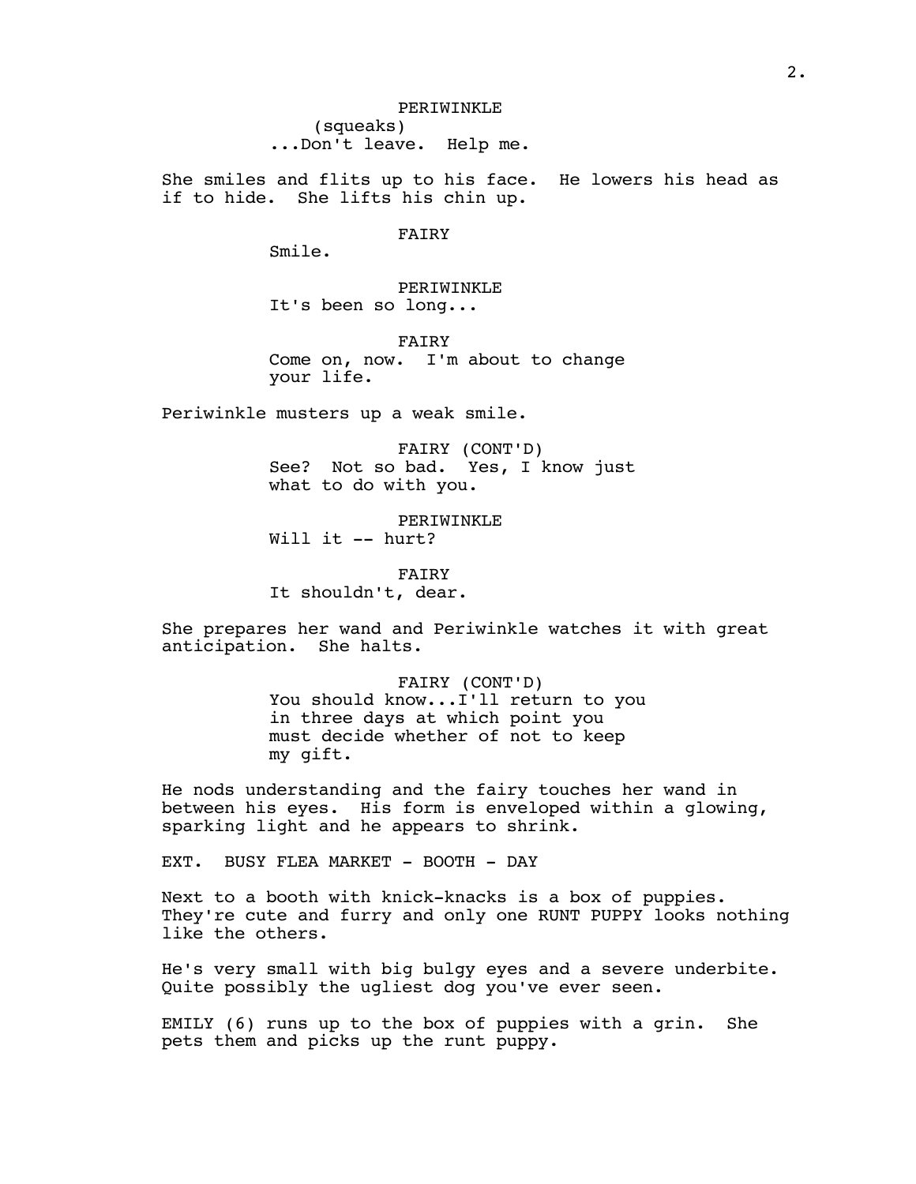PERIWINKLE
(squeaks)
...Don't leave. Help me.

She smiles and flits up to his face. He lowers his head as if to hide. She lifts his chin up.

FAIRY
Smile.

PERIWINKLE
It's been so long...

FAIRY
Come on, now. I'm about to change your life.

Periwinkle musters up a weak smile.

FAIRY (CONT'D)
See? Not so bad. Yes, I know just what to do with you.

PERIWINKLE
Will it -- hurt?

FAIRY
It shouldn't, dear.

She prepares her wand and Periwinkle watches it with great anticipation. She halts.

FAIRY (CONT'D)
You should know...I'll return to you in three days at which point you must decide whether of not to keep my gift.

He nods understanding and the fairy touches her wand in between his eyes. His form is enveloped within a glowing, sparking light and he appears to shrink.

EXT. BUSY FLEA MARKET - BOOTH - DAY

Next to a booth with knick-knacks is a box of puppies. They're cute and furry and only one RUNT PUPPY looks nothing like the others.

He's very small with big bulgy eyes and a severe underbite. Quite possibly the ugliest dog you've ever seen.

EMILY (6) runs up to the box of puppies with a grin. She pets them and picks up the runt puppy.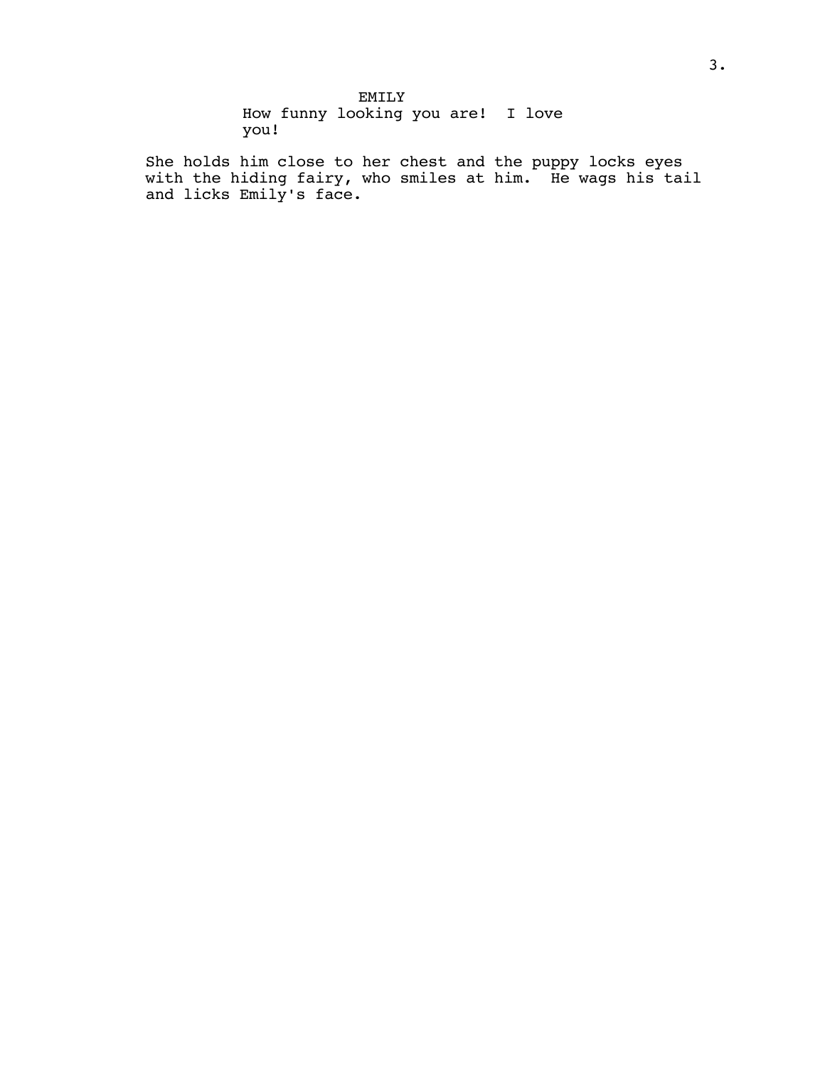EMILY

How funny looking you are!  I love you!

She holds him close to her chest and the puppy locks eyes with the hiding fairy, who smiles at him.  He wags his tail and licks Emily's face.